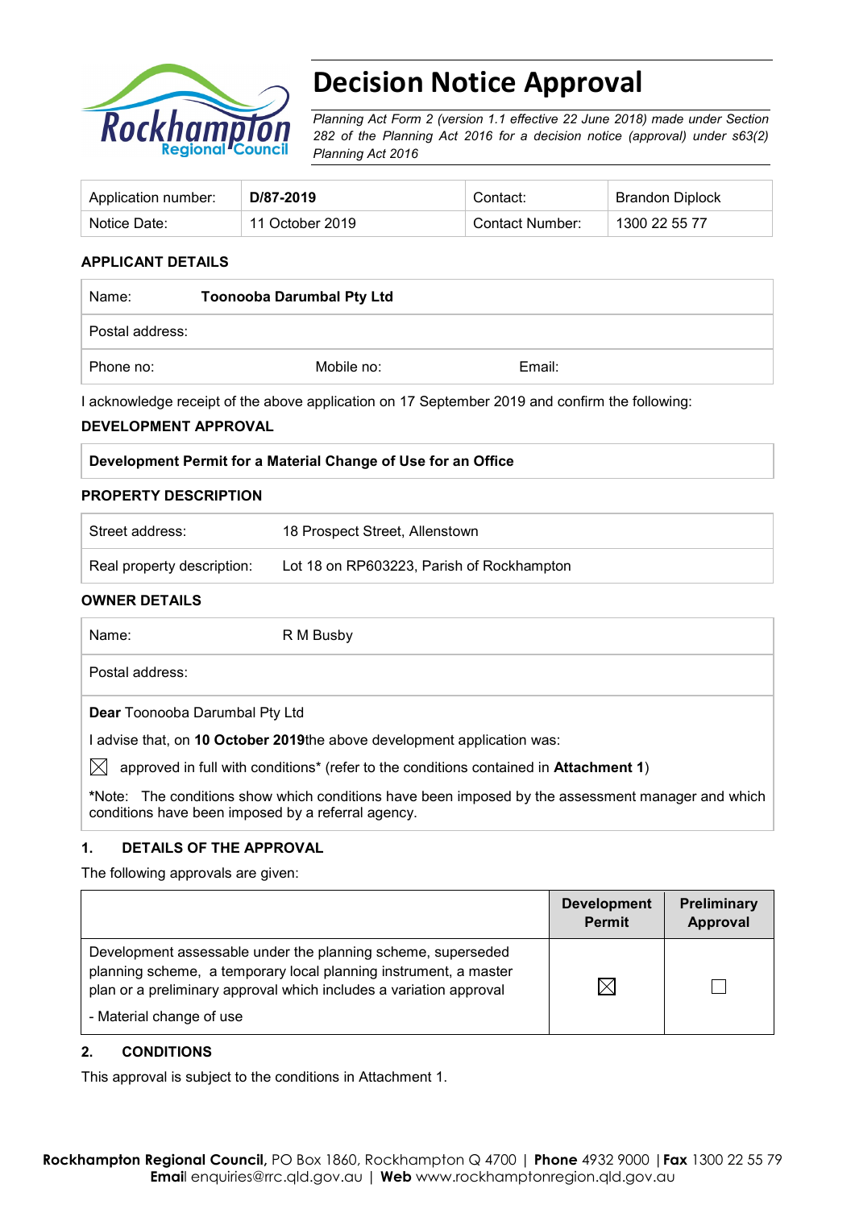# Decision Notice Approval

*Planning Act Form 2 (version 1.1 effective 22 June 2018) made under Section 282 of the Planning Act 2016 for a decision notice (approval) under s63(2) Planning Act 2016*

| Application number: | **D/87-2019** | Contact: | Brandon Diplock |
|---|---|---|---|
| Notice Date: | 11 October 2019 | Contact Number: | 1300 22 55 77 |

## APPLICANT DETAILS

| Name: | **Toonooba Darumbal Pty Ltd** | |
|---|---|---|
| Postal address: | | |
| Phone no: | Mobile no: | Email: |

I acknowledge receipt of the above application on 17 September 2019 and confirm the following:

## DEVELOPMENT APPROVAL

| **Development Permit for a Material Change of Use for an Office** |
|---|

## PROPERTY DESCRIPTION

| Street address: | 18 Prospect Street, Allenstown |
|---|---|
| Real property description: | Lot 18 on RP603223, Parish of Rockhampton |

## OWNER DETAILS

| Name: | R M Busby |
|---|---|
| Postal address: | |

**Dear** Toonooba Darumbal Pty Ltd

I advise that, on **10 October 2019** the above development application was:

☒ approved in full with conditions* (refer to the conditions contained in **Attachment 1**)

*Note: The conditions show which conditions have been imposed by the assessment manager and which conditions have been imposed by a referral agency.

## 1. DETAILS OF THE APPROVAL

The following approvals are given:

| | Development Permit | Preliminary Approval |
|---|---|---|
| Development assessable under the planning scheme, superseded planning scheme, a temporary local planning instrument, a master plan or a preliminary approval which includes a variation approval<br>- Material change of use | ☒ | ☐ |

## 2. CONDITIONS

This approval is subject to the conditions in Attachment 1.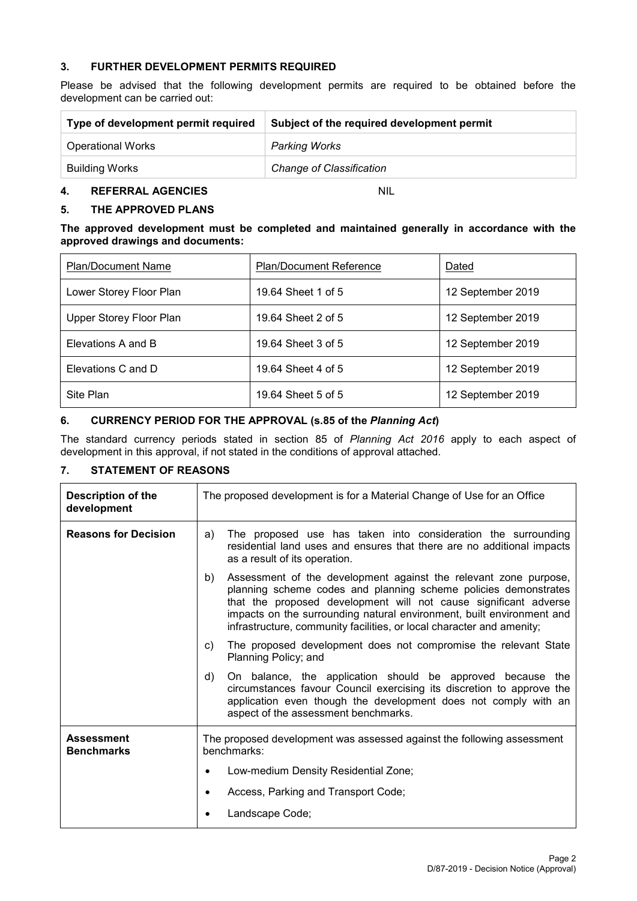## 3. FURTHER DEVELOPMENT PERMITS REQUIRED

Please be advised that the following development permits are required to be obtained before the development can be carried out:

| Type of development permit required | Subject of the required development permit |
|---|---|
| Operational Works | *Parking Works* |
| Building Works | *Change of Classification* |

## 4. REFERRAL AGENCIES NIL

## 5. THE APPROVED PLANS

**The approved development must be completed and maintained generally in accordance with the approved drawings and documents:**

| Plan/Document Name | Plan/Document Reference | Dated |
|---|---|---|
| Lower Storey Floor Plan | 19.64 Sheet 1 of 5 | 12 September 2019 |
| Upper Storey Floor Plan | 19.64 Sheet 2 of 5 | 12 September 2019 |
| Elevations A and B | 19.64 Sheet 3 of 5 | 12 September 2019 |
| Elevations C and D | 19.64 Sheet 4 of 5 | 12 September 2019 |
| Site Plan | 19.64 Sheet 5 of 5 | 12 September 2019 |

## 6. CURRENCY PERIOD FOR THE APPROVAL (s.85 of the *Planning Act*)

The standard currency periods stated in section 85 of *Planning Act 2016* apply to each aspect of development in this approval, if not stated in the conditions of approval attached.

## 7. STATEMENT OF REASONS

| | |
|---|---|
| **Description of the development** | The proposed development is for a Material Change of Use for an Office |
| **Reasons for Decision** | a) The proposed use has taken into consideration the surrounding residential land uses and ensures that there are no additional impacts as a result of its operation.<br>b) Assessment of the development against the relevant zone purpose, planning scheme codes and planning scheme policies demonstrates that the proposed development will not cause significant adverse impacts on the surrounding natural environment, built environment and infrastructure, community facilities, or local character and amenity;<br>c) The proposed development does not compromise the relevant State Planning Policy; and<br>d) On balance, the application should be approved because the circumstances favour Council exercising its discretion to approve the application even though the development does not comply with an aspect of the assessment benchmarks. |
| **Assessment Benchmarks** | The proposed development was assessed against the following assessment benchmarks:<br>• Low-medium Density Residential Zone;<br>• Access, Parking and Transport Code;<br>• Landscape Code; |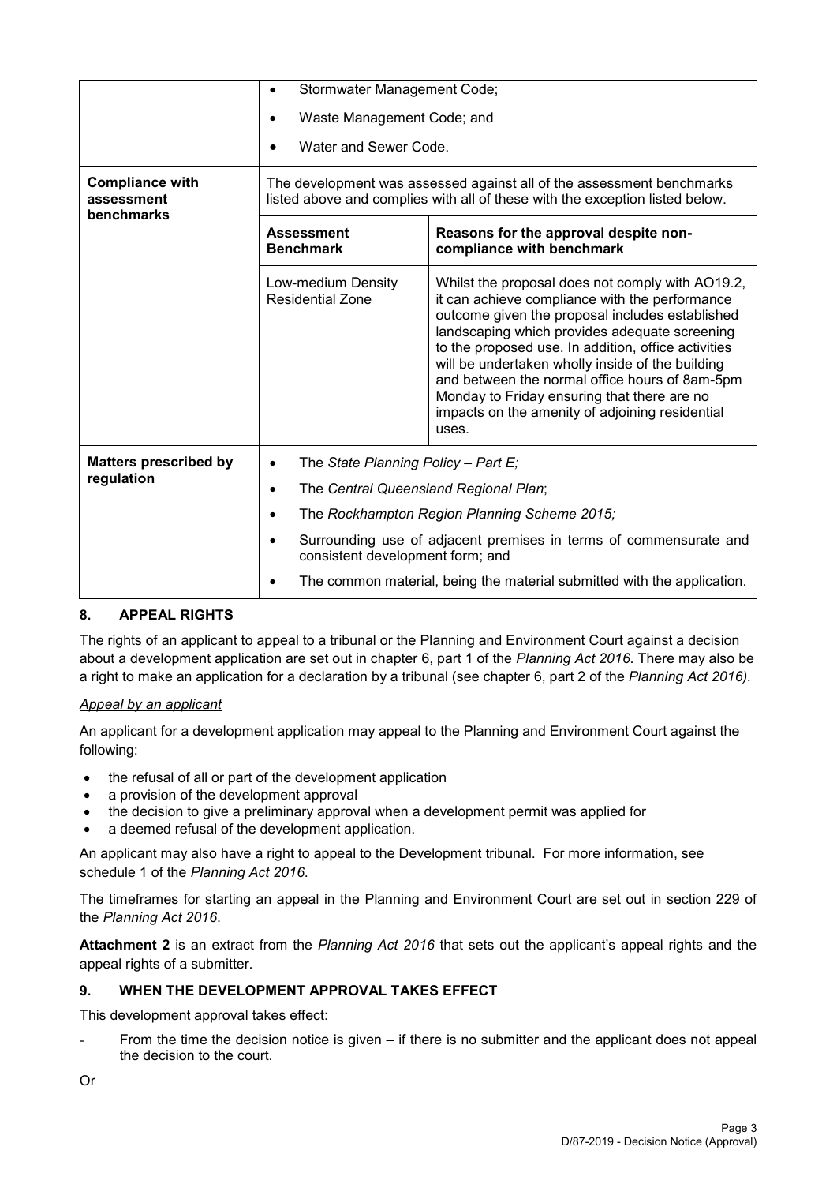| | |
|---|---|
| | • Stormwater Management Code;<br>• Waste Management Code; and<br>• Water and Sewer Code. |
| **Compliance with assessment benchmarks** | The development was assessed against all of the assessment benchmarks listed above and complies with all of these with the exception listed below.<br><br>**Assessment Benchmark**: Low-medium Density Residential Zone<br><br>**Reasons for the approval despite non-compliance with benchmark**: Whilst the proposal does not comply with AO19.2, it can achieve compliance with the performance outcome given the proposal includes established landscaping which provides adequate screening to the proposed use. In addition, office activities will be undertaken wholly inside of the building and between the normal office hours of 8am-5pm Monday to Friday ensuring that there are no impacts on the amenity of adjoining residential uses. |
| **Matters prescribed by regulation** | • The *State Planning Policy – Part E;*<br>• The *Central Queensland Regional Plan*;<br>• The *Rockhampton Region Planning Scheme 2015;*<br>• Surrounding use of adjacent premises in terms of commensurate and consistent development form; and<br>• The common material, being the material submitted with the application. |

## 8. APPEAL RIGHTS

The rights of an applicant to appeal to a tribunal or the Planning and Environment Court against a decision about a development application are set out in chapter 6, part 1 of the *Planning Act 2016*. There may also be a right to make an application for a declaration by a tribunal (see chapter 6, part 2 of the *Planning Act 2016).*

*Appeal by an applicant*

An applicant for a development application may appeal to the Planning and Environment Court against the following:

- the refusal of all or part of the development application
- a provision of the development approval
- the decision to give a preliminary approval when a development permit was applied for
- a deemed refusal of the development application.

An applicant may also have a right to appeal to the Development tribunal. For more information, see schedule 1 of the *Planning Act 2016*.

The timeframes for starting an appeal in the Planning and Environment Court are set out in section 229 of the *Planning Act 2016*.

**Attachment 2** is an extract from the *Planning Act 2016* that sets out the applicant's appeal rights and the appeal rights of a submitter.

## 9. WHEN THE DEVELOPMENT APPROVAL TAKES EFFECT

This development approval takes effect:

- From the time the decision notice is given – if there is no submitter and the applicant does not appeal the decision to the court.

Or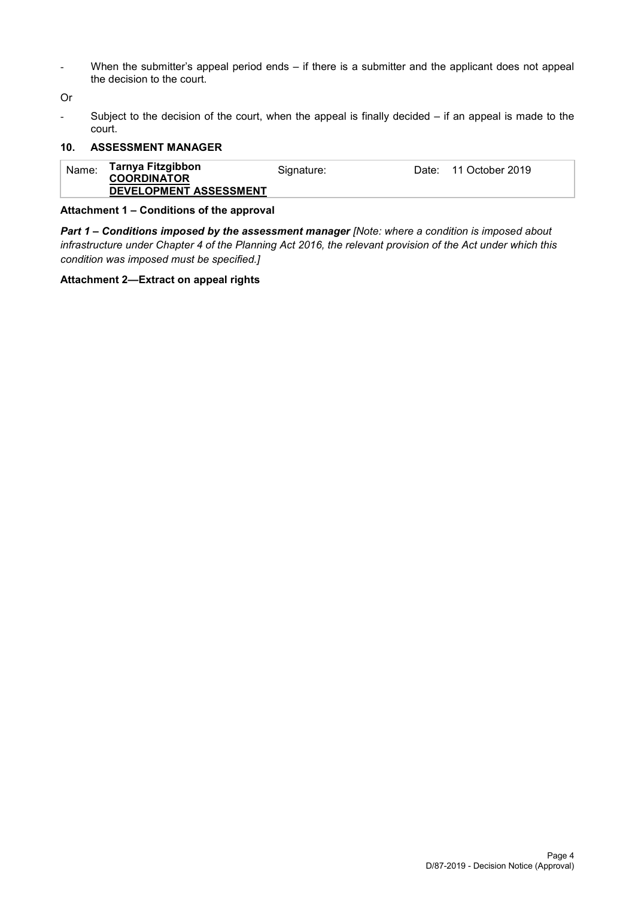- When the submitter's appeal period ends – if there is a submitter and the applicant does not appeal the decision to the court.

Or

- Subject to the decision of the court, when the appeal is finally decided – if an appeal is made to the court.

## 10. ASSESSMENT MANAGER

| Name: | **Tarnya Fitzgibbon** **COORDINATOR** **DEVELOPMENT ASSESSMENT** | Signature: | Date: 11 October 2019 |
|---|---|---|---|

**Attachment 1 – Conditions of the approval**

***Part 1 – Conditions imposed by the assessment manager*** *[Note: where a condition is imposed about infrastructure under Chapter 4 of the Planning Act 2016, the relevant provision of the Act under which this condition was imposed must be specified.]*

**Attachment 2—Extract on appeal rights**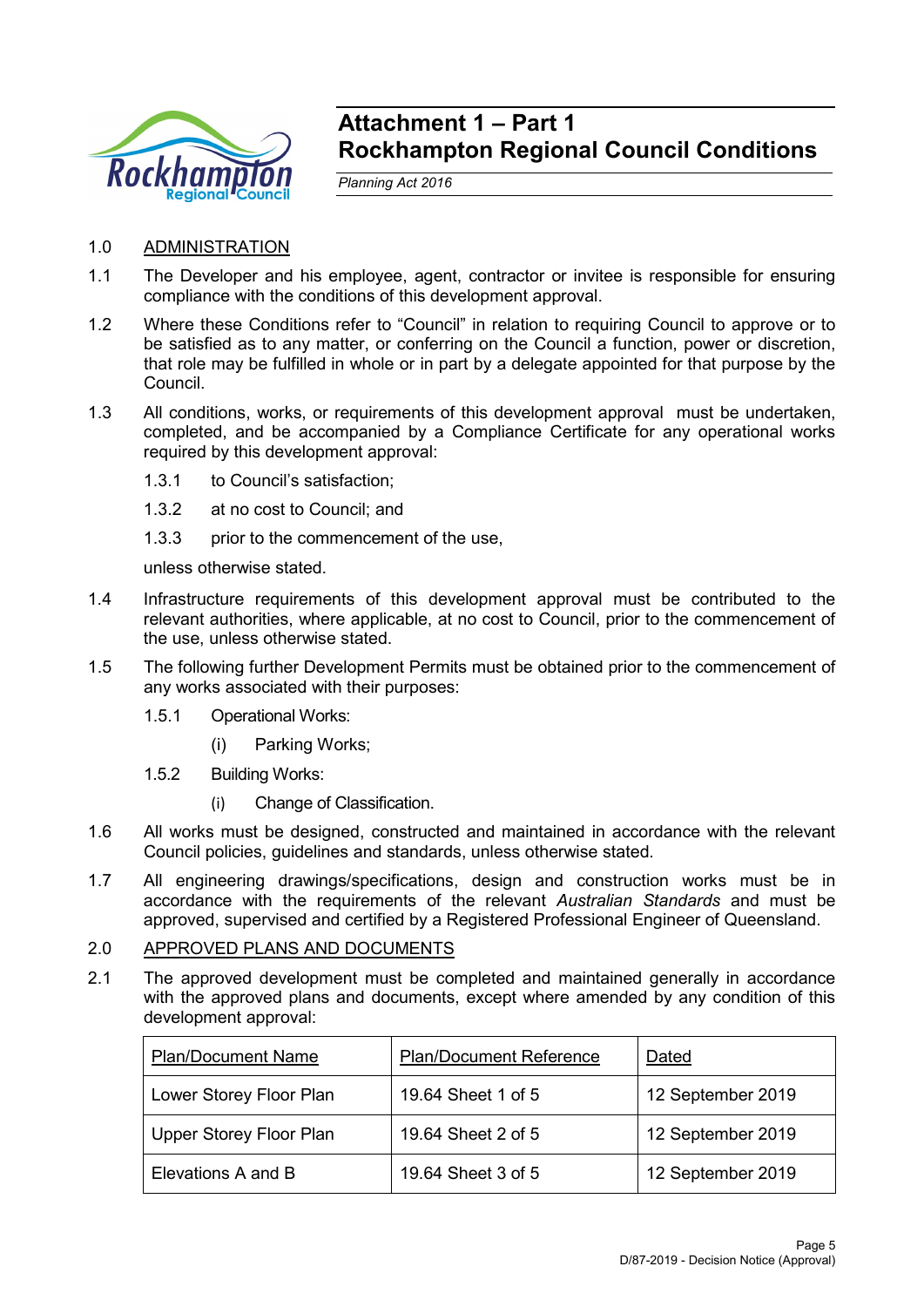# Attachment 1 – Part 1
# Rockhampton Regional Council Conditions

*Planning Act 2016*

1.0 ADMINISTRATION

1.1 The Developer and his employee, agent, contractor or invitee is responsible for ensuring compliance with the conditions of this development approval.

1.2 Where these Conditions refer to "Council" in relation to requiring Council to approve or to be satisfied as to any matter, or conferring on the Council a function, power or discretion, that role may be fulfilled in whole or in part by a delegate appointed for that purpose by the Council.

1.3 All conditions, works, or requirements of this development approval must be undertaken, completed, and be accompanied by a Compliance Certificate for any operational works required by this development approval:

1.3.1 to Council's satisfaction;

1.3.2 at no cost to Council; and

1.3.3 prior to the commencement of the use,

unless otherwise stated.

1.4 Infrastructure requirements of this development approval must be contributed to the relevant authorities, where applicable, at no cost to Council, prior to the commencement of the use, unless otherwise stated.

1.5 The following further Development Permits must be obtained prior to the commencement of any works associated with their purposes:

1.5.1 Operational Works:

(i) Parking Works;

1.5.2 Building Works:

(i) Change of Classification.

1.6 All works must be designed, constructed and maintained in accordance with the relevant Council policies, guidelines and standards, unless otherwise stated.

1.7 All engineering drawings/specifications, design and construction works must be in accordance with the requirements of the relevant *Australian Standards* and must be approved, supervised and certified by a Registered Professional Engineer of Queensland.

2.0 APPROVED PLANS AND DOCUMENTS

2.1 The approved development must be completed and maintained generally in accordance with the approved plans and documents, except where amended by any condition of this development approval:

| Plan/Document Name | Plan/Document Reference | Dated |
|---|---|---|
| Lower Storey Floor Plan | 19.64 Sheet 1 of 5 | 12 September 2019 |
| Upper Storey Floor Plan | 19.64 Sheet 2 of 5 | 12 September 2019 |
| Elevations A and B | 19.64 Sheet 3 of 5 | 12 September 2019 |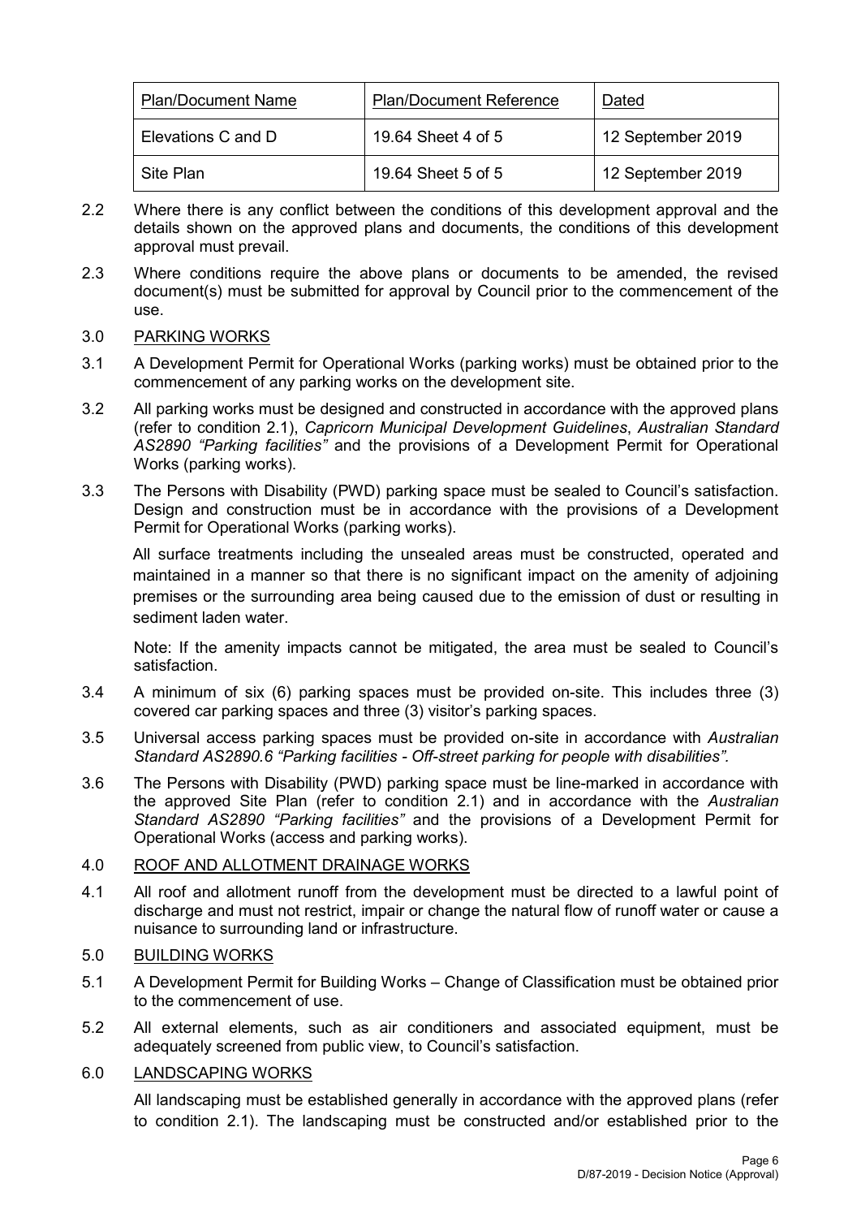| Plan/Document Name | Plan/Document Reference | Dated |
| --- | --- | --- |
| Elevations C and D | 19.64 Sheet 4 of 5 | 12 September 2019 |
| Site Plan | 19.64 Sheet 5 of 5 | 12 September 2019 |

2.2 Where there is any conflict between the conditions of this development approval and the details shown on the approved plans and documents, the conditions of this development approval must prevail.

2.3 Where conditions require the above plans or documents to be amended, the revised document(s) must be submitted for approval by Council prior to the commencement of the use.

3.0 PARKING WORKS

3.1 A Development Permit for Operational Works (parking works) must be obtained prior to the commencement of any parking works on the development site.

3.2 All parking works must be designed and constructed in accordance with the approved plans (refer to condition 2.1), *Capricorn Municipal Development Guidelines*, *Australian Standard AS2890 "Parking facilities"* and the provisions of a Development Permit for Operational Works (parking works).

3.3 The Persons with Disability (PWD) parking space must be sealed to Council's satisfaction. Design and construction must be in accordance with the provisions of a Development Permit for Operational Works (parking works).

All surface treatments including the unsealed areas must be constructed, operated and maintained in a manner so that there is no significant impact on the amenity of adjoining premises or the surrounding area being caused due to the emission of dust or resulting in sediment laden water.

Note: If the amenity impacts cannot be mitigated, the area must be sealed to Council's satisfaction.

3.4 A minimum of six (6) parking spaces must be provided on-site. This includes three (3) covered car parking spaces and three (3) visitor's parking spaces.

3.5 Universal access parking spaces must be provided on-site in accordance with *Australian Standard AS2890.6 "Parking facilities - Off-street parking for people with disabilities".*

3.6 The Persons with Disability (PWD) parking space must be line-marked in accordance with the approved Site Plan (refer to condition 2.1) and in accordance with the *Australian Standard AS2890 "Parking facilities"* and the provisions of a Development Permit for Operational Works (access and parking works).

4.0 ROOF AND ALLOTMENT DRAINAGE WORKS

4.1 All roof and allotment runoff from the development must be directed to a lawful point of discharge and must not restrict, impair or change the natural flow of runoff water or cause a nuisance to surrounding land or infrastructure.

5.0 BUILDING WORKS

5.1 A Development Permit for Building Works – Change of Classification must be obtained prior to the commencement of use.

5.2 All external elements, such as air conditioners and associated equipment, must be adequately screened from public view, to Council's satisfaction.

6.0 LANDSCAPING WORKS

All landscaping must be established generally in accordance with the approved plans (refer to condition 2.1). The landscaping must be constructed and/or established prior to the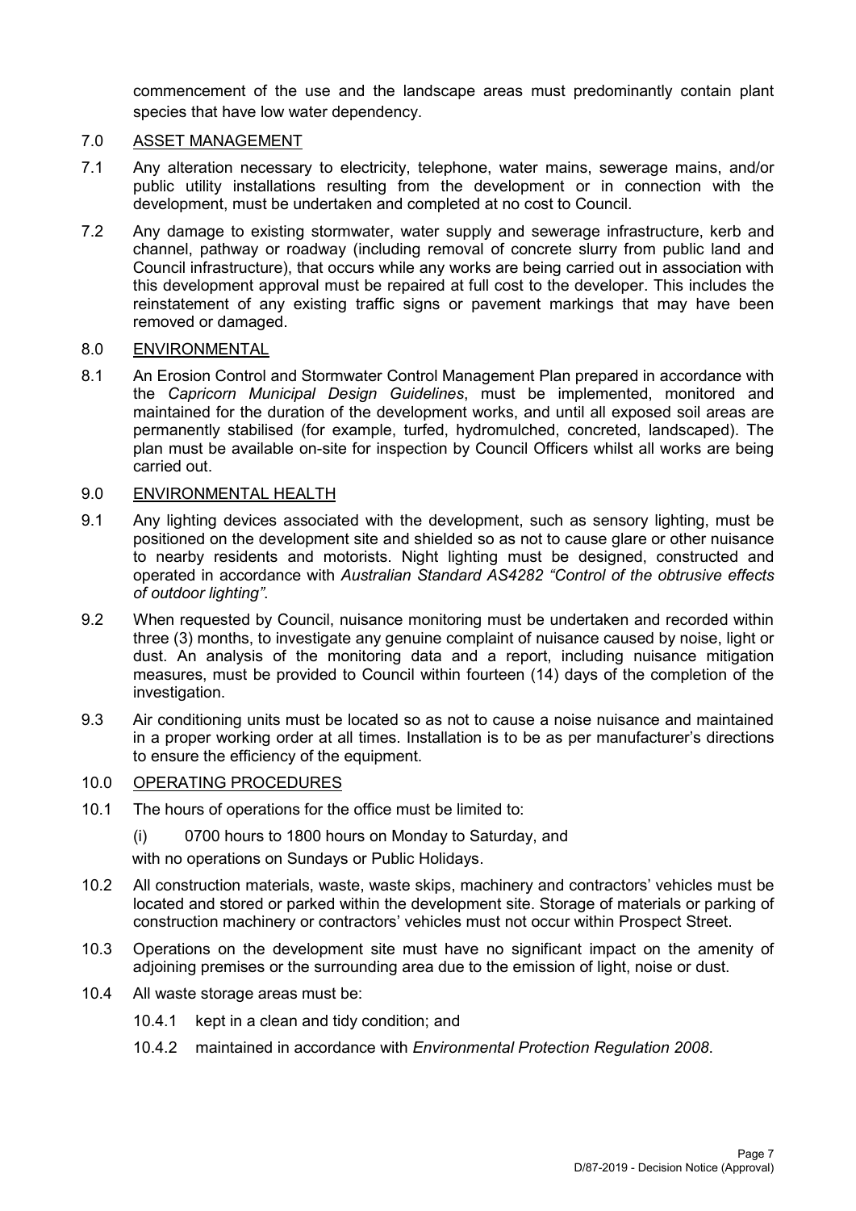commencement of the use and the landscape areas must predominantly contain plant species that have low water dependency.

## 7.0 ASSET MANAGEMENT

7.1 Any alteration necessary to electricity, telephone, water mains, sewerage mains, and/or public utility installations resulting from the development or in connection with the development, must be undertaken and completed at no cost to Council.

7.2 Any damage to existing stormwater, water supply and sewerage infrastructure, kerb and channel, pathway or roadway (including removal of concrete slurry from public land and Council infrastructure), that occurs while any works are being carried out in association with this development approval must be repaired at full cost to the developer. This includes the reinstatement of any existing traffic signs or pavement markings that may have been removed or damaged.

## 8.0 ENVIRONMENTAL

8.1 An Erosion Control and Stormwater Control Management Plan prepared in accordance with the *Capricorn Municipal Design Guidelines*, must be implemented, monitored and maintained for the duration of the development works, and until all exposed soil areas are permanently stabilised (for example, turfed, hydromulched, concreted, landscaped). The plan must be available on-site for inspection by Council Officers whilst all works are being carried out.

## 9.0 ENVIRONMENTAL HEALTH

9.1 Any lighting devices associated with the development, such as sensory lighting, must be positioned on the development site and shielded so as not to cause glare or other nuisance to nearby residents and motorists. Night lighting must be designed, constructed and operated in accordance with *Australian Standard AS4282 "Control of the obtrusive effects of outdoor lighting"*.

9.2 When requested by Council, nuisance monitoring must be undertaken and recorded within three (3) months, to investigate any genuine complaint of nuisance caused by noise, light or dust. An analysis of the monitoring data and a report, including nuisance mitigation measures, must be provided to Council within fourteen (14) days of the completion of the investigation.

9.3 Air conditioning units must be located so as not to cause a noise nuisance and maintained in a proper working order at all times. Installation is to be as per manufacturer's directions to ensure the efficiency of the equipment.

## 10.0 OPERATING PROCEDURES

10.1 The hours of operations for the office must be limited to:

(i) 0700 hours to 1800 hours on Monday to Saturday, and

with no operations on Sundays or Public Holidays.

10.2 All construction materials, waste, waste skips, machinery and contractors' vehicles must be located and stored or parked within the development site. Storage of materials or parking of construction machinery or contractors' vehicles must not occur within Prospect Street.

10.3 Operations on the development site must have no significant impact on the amenity of adjoining premises or the surrounding area due to the emission of light, noise or dust.

10.4 All waste storage areas must be:

10.4.1 kept in a clean and tidy condition; and

10.4.2 maintained in accordance with *Environmental Protection Regulation 2008*.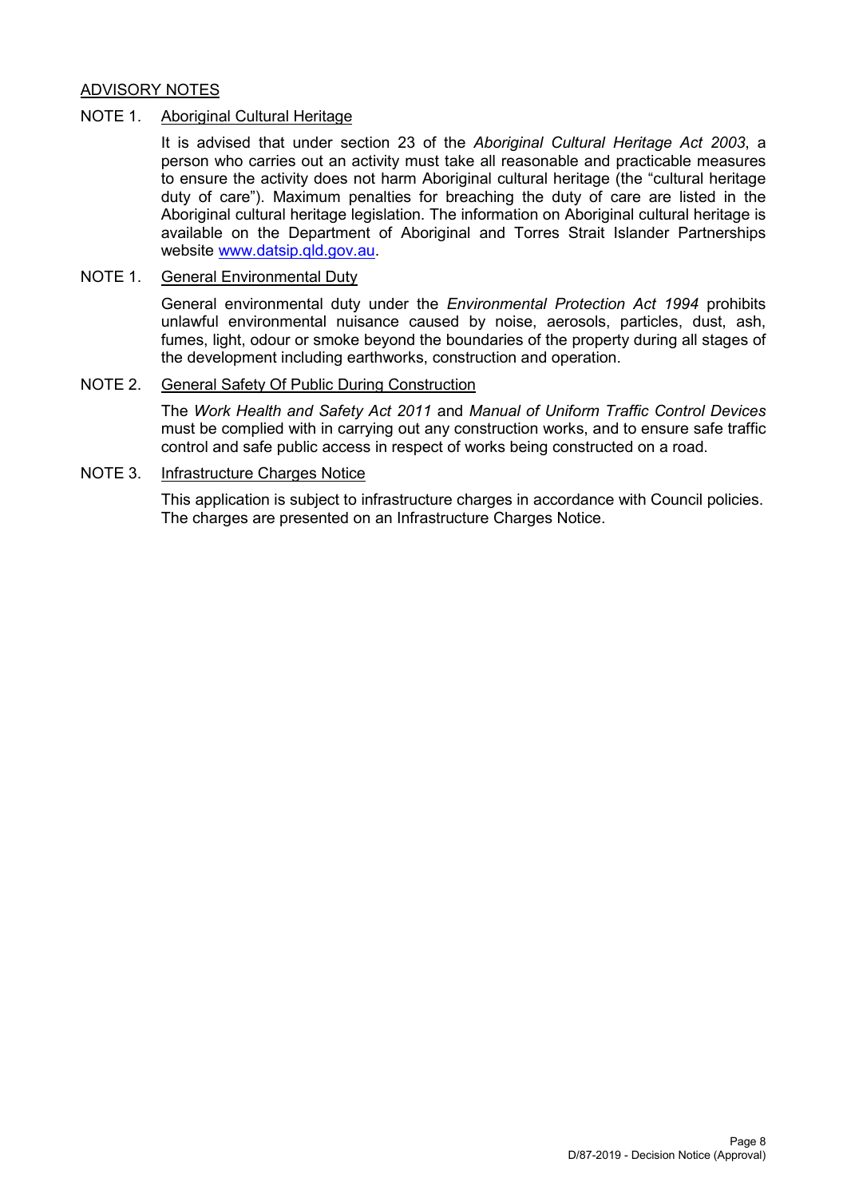## ADVISORY NOTES

NOTE 1. Aboriginal Cultural Heritage

It is advised that under section 23 of the *Aboriginal Cultural Heritage Act 2003*, a person who carries out an activity must take all reasonable and practicable measures to ensure the activity does not harm Aboriginal cultural heritage (the "cultural heritage duty of care"). Maximum penalties for breaching the duty of care are listed in the Aboriginal cultural heritage legislation. The information on Aboriginal cultural heritage is available on the Department of Aboriginal and Torres Strait Islander Partnerships website [www.datsip.qld.gov.au](http://www.datsip.qld.gov.au).

NOTE 1. General Environmental Duty

General environmental duty under the *Environmental Protection Act 1994* prohibits unlawful environmental nuisance caused by noise, aerosols, particles, dust, ash, fumes, light, odour or smoke beyond the boundaries of the property during all stages of the development including earthworks, construction and operation.

NOTE 2. General Safety Of Public During Construction

The *Work Health and Safety Act 2011* and *Manual of Uniform Traffic Control Devices* must be complied with in carrying out any construction works, and to ensure safe traffic control and safe public access in respect of works being constructed on a road.

NOTE 3. Infrastructure Charges Notice

This application is subject to infrastructure charges in accordance with Council policies. The charges are presented on an Infrastructure Charges Notice.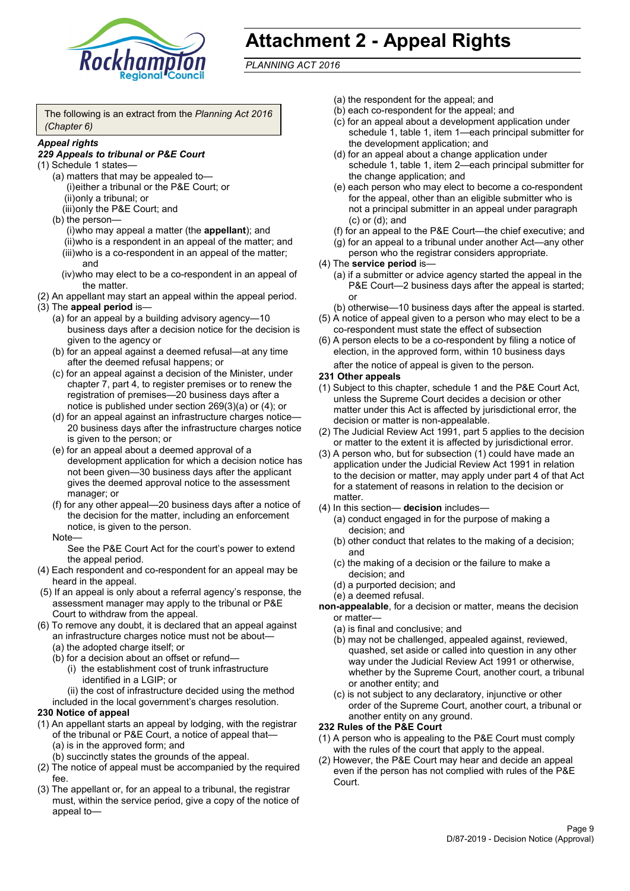# Attachment 2 - Appeal Rights

*PLANNING ACT 2016*

The following is an extract from the *Planning Act 2016 (Chapter 6)*

***Appeal rights***

***229 Appeals to tribunal or P&E Court***

(1) Schedule 1 states—

- (a) matters that may be appealed to—
  - (i) either a tribunal or the P&E Court; or
  - (ii) only a tribunal; or
  - (iii) only the P&E Court; and
- (b) the person—
  - (i) who may appeal a matter (the **appellant**); and
  - (ii) who is a respondent in an appeal of the matter; and
  - (iii) who is a co-respondent in an appeal of the matter; and
  - (iv) who may elect to be a co-respondent in an appeal of the matter.

(2) An appellant may start an appeal within the appeal period.

(3) The **appeal period** is—

- (a) for an appeal by a building advisory agency—10 business days after a decision notice for the decision is given to the agency or
- (b) for an appeal against a deemed refusal—at any time after the deemed refusal happens; or
- (c) for an appeal against a decision of the Minister, under chapter 7, part 4, to register premises or to renew the registration of premises—20 business days after a notice is published under section 269(3)(a) or (4); or
- (d) for an appeal against an infrastructure charges notice—20 business days after the infrastructure charges notice is given to the person; or
- (e) for an appeal about a deemed approval of a development application for which a decision notice has not been given—30 business days after the applicant gives the deemed approval notice to the assessment manager; or
- (f) for any other appeal—20 business days after a notice of the decision for the matter, including an enforcement notice, is given to the person.

Note—

See the P&E Court Act for the court's power to extend the appeal period.

(4) Each respondent and co-respondent for an appeal may be heard in the appeal.

(5) If an appeal is only about a referral agency's response, the assessment manager may apply to the tribunal or P&E Court to withdraw from the appeal.

(6) To remove any doubt, it is declared that an appeal against an infrastructure charges notice must not be about—

- (a) the adopted charge itself; or
- (b) for a decision about an offset or refund—
  - (i) the establishment cost of trunk infrastructure identified in a LGIP; or
  - (ii) the cost of infrastructure decided using the method included in the local government's charges resolution.

**230 Notice of appeal**

(1) An appellant starts an appeal by lodging, with the registrar of the tribunal or P&E Court, a notice of appeal that—

- (a) is in the approved form; and
- (b) succinctly states the grounds of the appeal.

(2) The notice of appeal must be accompanied by the required fee.

(3) The appellant or, for an appeal to a tribunal, the registrar must, within the service period, give a copy of the notice of appeal to—

- (a) the respondent for the appeal; and
- (b) each co-respondent for the appeal; and
- (c) for an appeal about a development application under schedule 1, table 1, item 1—each principal submitter for the development application; and
- (d) for an appeal about a change application under schedule 1, table 1, item 2—each principal submitter for the change application; and
- (e) each person who may elect to become a co-respondent for the appeal, other than an eligible submitter who is not a principal submitter in an appeal under paragraph (c) or (d); and
- (f) for an appeal to the P&E Court—the chief executive; and
- (g) for an appeal to a tribunal under another Act—any other person who the registrar considers appropriate.

(4) The **service period** is—

- (a) if a submitter or advice agency started the appeal in the P&E Court—2 business days after the appeal is started; or
- (b) otherwise—10 business days after the appeal is started.

(5) A notice of appeal given to a person who may elect to be a co-respondent must state the effect of subsection

(6) A person elects to be a co-respondent by filing a notice of election, in the approved form, within 10 business days after the notice of appeal is given to the person.

**231 Other appeals**

(1) Subject to this chapter, schedule 1 and the P&E Court Act, unless the Supreme Court decides a decision or other matter under this Act is affected by jurisdictional error, the decision or matter is non-appealable.

(2) The Judicial Review Act 1991, part 5 applies to the decision or matter to the extent it is affected by jurisdictional error.

(3) A person who, but for subsection (1) could have made an application under the Judicial Review Act 1991 in relation to the decision or matter, may apply under part 4 of that Act for a statement of reasons in relation to the decision or matter.

(4) In this section— **decision** includes—

- (a) conduct engaged in for the purpose of making a decision; and
- (b) other conduct that relates to the making of a decision; and
- (c) the making of a decision or the failure to make a decision; and
- (d) a purported decision; and
- (e) a deemed refusal.

**non-appealable**, for a decision or matter, means the decision or matter—

- (a) is final and conclusive; and
- (b) may not be challenged, appealed against, reviewed, quashed, set aside or called into question in any other way under the Judicial Review Act 1991 or otherwise, whether by the Supreme Court, another court, a tribunal or another entity; and
- (c) is not subject to any declaratory, injunctive or other order of the Supreme Court, another court, a tribunal or another entity on any ground.

**232 Rules of the P&E Court**

(1) A person who is appealing to the P&E Court must comply with the rules of the court that apply to the appeal.

(2) However, the P&E Court may hear and decide an appeal even if the person has not complied with rules of the P&E Court.

D/87-2019 - Decision Notice (Approval)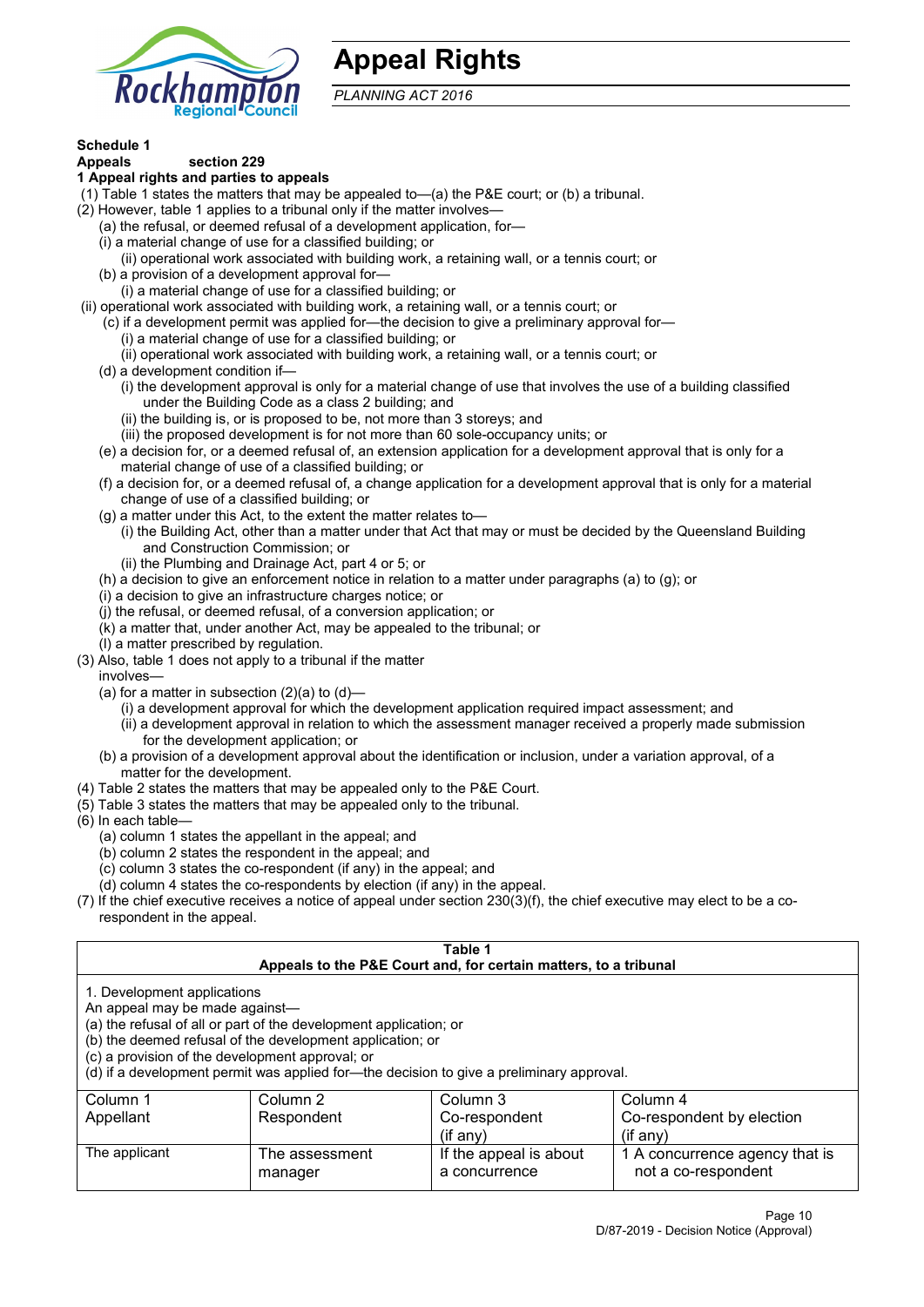# Appeal Rights

*PLANNING ACT 2016*

**Schedule 1**

**Appeals section 229**

**1 Appeal rights and parties to appeals**

(1) Table 1 states the matters that may be appealed to—(a) the P&E court; or (b) a tribunal.

(2) However, table 1 applies to a tribunal only if the matter involves—

(a) the refusal, or deemed refusal of a development application, for—

(i) a material change of use for a classified building; or

(ii) operational work associated with building work, a retaining wall, or a tennis court; or

(b) a provision of a development approval for—

(i) a material change of use for a classified building; or

(ii) operational work associated with building work, a retaining wall, or a tennis court; or

(c) if a development permit was applied for—the decision to give a preliminary approval for—

(i) a material change of use for a classified building; or

(ii) operational work associated with building work, a retaining wall, or a tennis court; or

(d) a development condition if—

(i) the development approval is only for a material change of use that involves the use of a building classified under the Building Code as a class 2 building; and

(ii) the building is, or is proposed to be, not more than 3 storeys; and

(iii) the proposed development is for not more than 60 sole-occupancy units; or

(e) a decision for, or a deemed refusal of, an extension application for a development approval that is only for a material change of use of a classified building; or

(f) a decision for, or a deemed refusal of, a change application for a development approval that is only for a material change of use of a classified building; or

(g) a matter under this Act, to the extent the matter relates to—

(i) the Building Act, other than a matter under that Act that may or must be decided by the Queensland Building and Construction Commission; or

(ii) the Plumbing and Drainage Act, part 4 or 5; or

(h) a decision to give an enforcement notice in relation to a matter under paragraphs (a) to (g); or

(i) a decision to give an infrastructure charges notice; or

(j) the refusal, or deemed refusal, of a conversion application; or

(k) a matter that, under another Act, may be appealed to the tribunal; or

(l) a matter prescribed by regulation.

(3) Also, table 1 does not apply to a tribunal if the matter involves—

(a) for a matter in subsection (2)(a) to (d)—

(i) a development approval for which the development application required impact assessment; and

(ii) a development approval in relation to which the assessment manager received a properly made submission for the development application; or

(b) a provision of a development approval about the identification or inclusion, under a variation approval, of a matter for the development.

(4) Table 2 states the matters that may be appealed only to the P&E Court.

(5) Table 3 states the matters that may be appealed only to the tribunal.

(6) In each table—

(a) column 1 states the appellant in the appeal; and

(b) column 2 states the respondent in the appeal; and

(c) column 3 states the co-respondent (if any) in the appeal; and

(d) column 4 states the co-respondents by election (if any) in the appeal.

(7) If the chief executive receives a notice of appeal under section 230(3)(f), the chief executive may elect to be a co-respondent in the appeal.

**Table 1**
**Appeals to the P&E Court and, for certain matters, to a tribunal**

1. Development applications

An appeal may be made against—

(a) the refusal of all or part of the development application; or

(b) the deemed refusal of the development application; or

(c) a provision of the development approval; or

(d) if a development permit was applied for—the decision to give a preliminary approval.

| Column 1<br>Appellant | Column 2<br>Respondent | Column 3<br>Co-respondent<br>(if any) | Column 4<br>Co-respondent by election<br>(if any) |
|---|---|---|---|
| The applicant | The assessment manager | If the appeal is about a concurrence | 1 A concurrence agency that is not a co-respondent |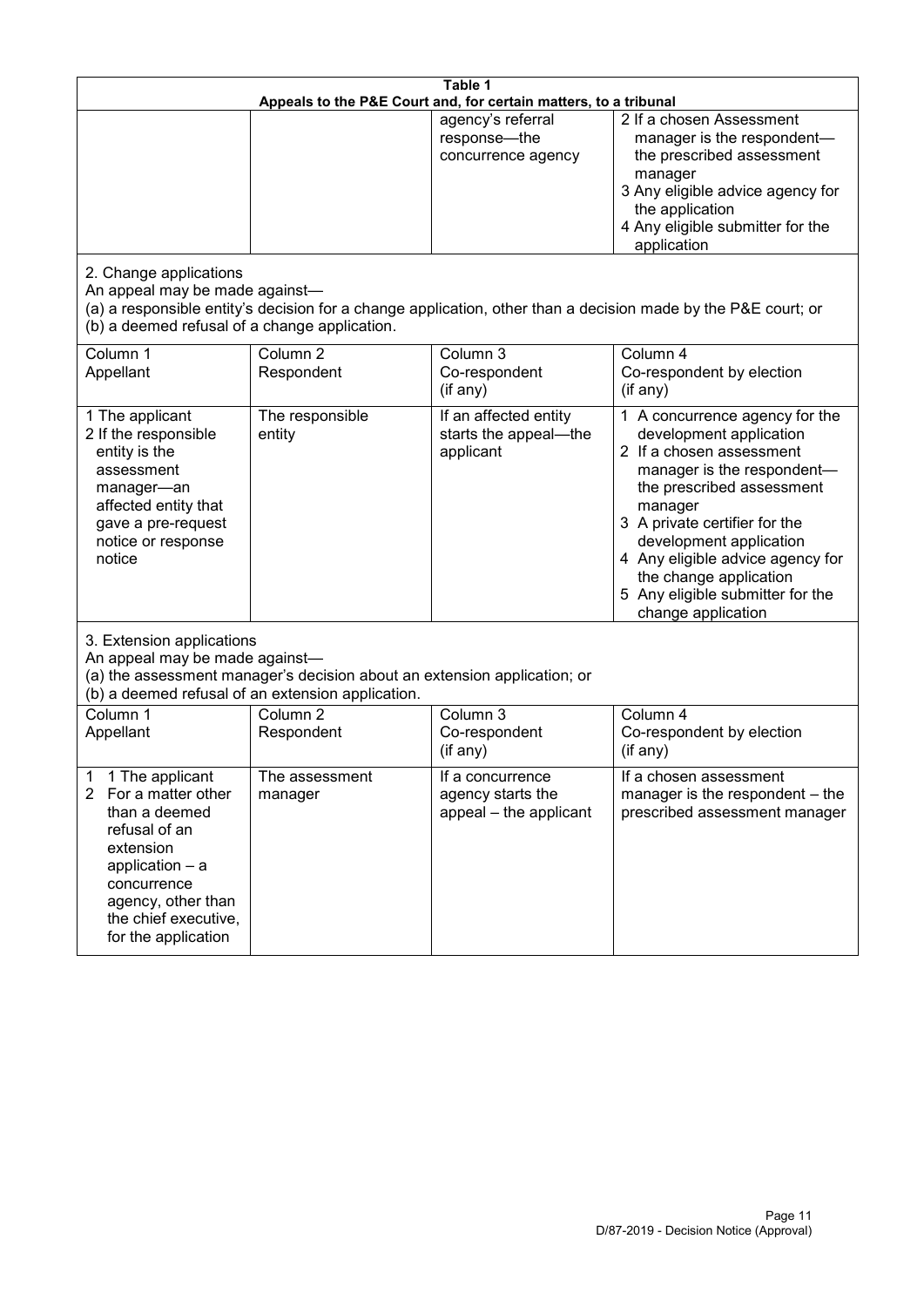**Table 1**
**Appeals to the P&E Court and, for certain matters, to a tribunal**

| | | | |
|---|---|---|---|
| | | agency's referral response—the concurrence agency | 2 If a chosen Assessment manager is the respondent—the prescribed assessment manager<br>3 Any eligible advice agency for the application<br>4 Any eligible submitter for the application |

2. Change applications

An appeal may be made against—

(a) a responsible entity's decision for a change application, other than a decision made by the P&E court; or

(b) a deemed refusal of a change application.

| Column 1<br>Appellant | Column 2<br>Respondent | Column 3<br>Co-respondent<br>(if any) | Column 4<br>Co-respondent by election<br>(if any) |
|---|---|---|---|
| 1 The applicant<br>2 If the responsible entity is the assessment manager—an affected entity that gave a pre-request notice or response notice | The responsible entity | If an affected entity starts the appeal—the applicant | 1 A concurrence agency for the development application<br>2 If a chosen assessment manager is the respondent—the prescribed assessment manager<br>3 A private certifier for the development application<br>4 Any eligible advice agency for the change application<br>5 Any eligible submitter for the change application |

3. Extension applications

An appeal may be made against—

(a) the assessment manager's decision about an extension application; or

(b) a deemed refusal of an extension application.

| Column 1<br>Appellant | Column 2<br>Respondent | Column 3<br>Co-respondent<br>(if any) | Column 4<br>Co-respondent by election<br>(if any) |
|---|---|---|---|
| 1 1 The applicant<br>2 For a matter other than a deemed refusal of an extension application – a concurrence agency, other than the chief executive, for the application | The assessment manager | If a concurrence agency starts the appeal – the applicant | If a chosen assessment manager is the respondent – the prescribed assessment manager |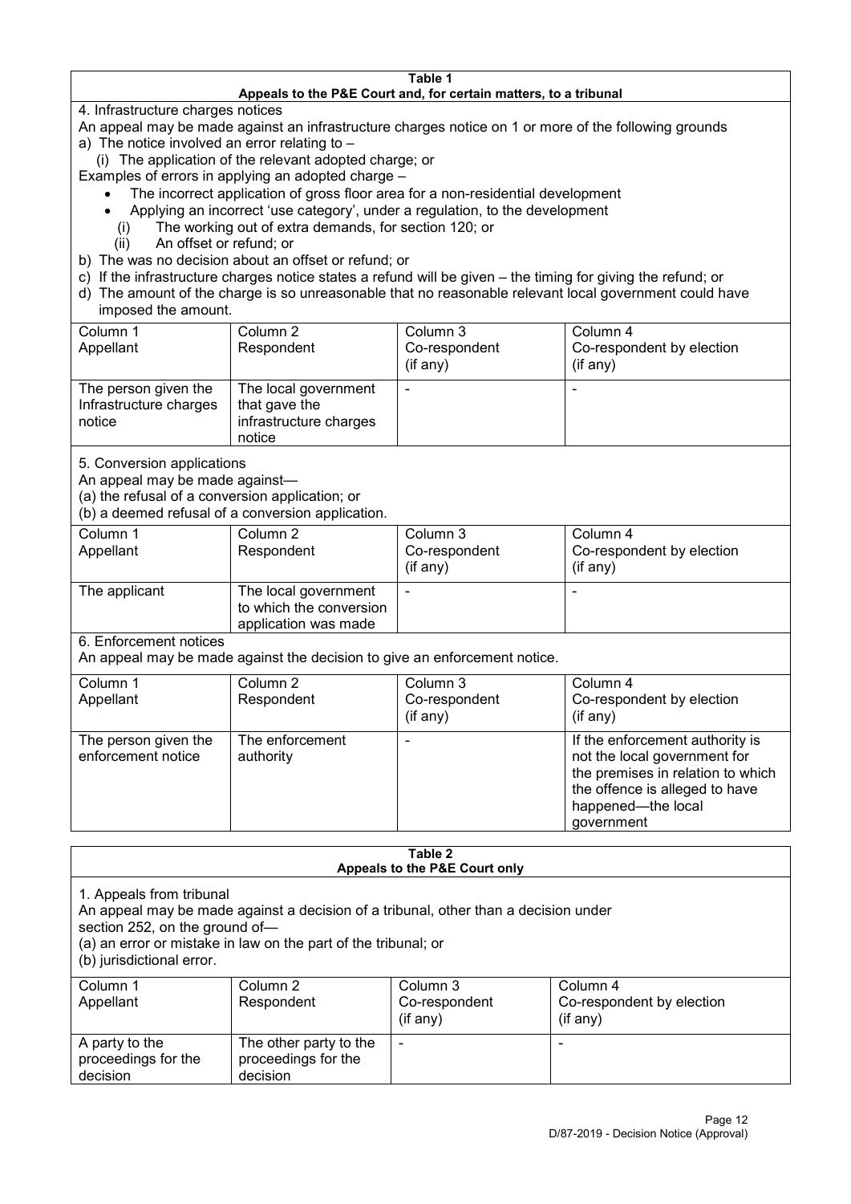**Table 1**
**Appeals to the P&E Court and, for certain matters, to a tribunal**

4. Infrastructure charges notices

An appeal may be made against an infrastructure charges notice on 1 or more of the following grounds

a) The notice involved an error relating to –
  (i) The application of the relevant adopted charge; or

Examples of errors in applying an adopted charge –

- The incorrect application of gross floor area for a non-residential development
- Applying an incorrect 'use category', under a regulation, to the development

  (i) The working out of extra demands, for section 120; or
  (ii) An offset or refund; or

b) The was no decision about an offset or refund; or

c) If the infrastructure charges notice states a refund will be given – the timing for giving the refund; or

d) The amount of the charge is so unreasonable that no reasonable relevant local government could have imposed the amount.

| Column 1 Appellant | Column 2 Respondent | Column 3 Co-respondent (if any) | Column 4 Co-respondent by election (if any) |
|---|---|---|---|
| The person given the Infrastructure charges notice | The local government that gave the infrastructure charges notice | - | - |

5. Conversion applications

An appeal may be made against—

(a) the refusal of a conversion application; or

(b) a deemed refusal of a conversion application.

| Column 1 Appellant | Column 2 Respondent | Column 3 Co-respondent (if any) | Column 4 Co-respondent by election (if any) |
|---|---|---|---|
| The applicant | The local government to which the conversion application was made | - | - |

6. Enforcement notices

An appeal may be made against the decision to give an enforcement notice.

| Column 1 Appellant | Column 2 Respondent | Column 3 Co-respondent (if any) | Column 4 Co-respondent by election (if any) |
|---|---|---|---|
| The person given the enforcement notice | The enforcement authority | - | If the enforcement authority is not the local government for the premises in relation to which the offence is alleged to have happened—the local government |

**Table 2**
**Appeals to the P&E Court only**

1. Appeals from tribunal

An appeal may be made against a decision of a tribunal, other than a decision under section 252, on the ground of—

(a) an error or mistake in law on the part of the tribunal; or

(b) jurisdictional error.

| Column 1 Appellant | Column 2 Respondent | Column 3 Co-respondent (if any) | Column 4 Co-respondent by election (if any) |
|---|---|---|---|
| A party to the proceedings for the decision | The other party to the proceedings for the decision | - | - |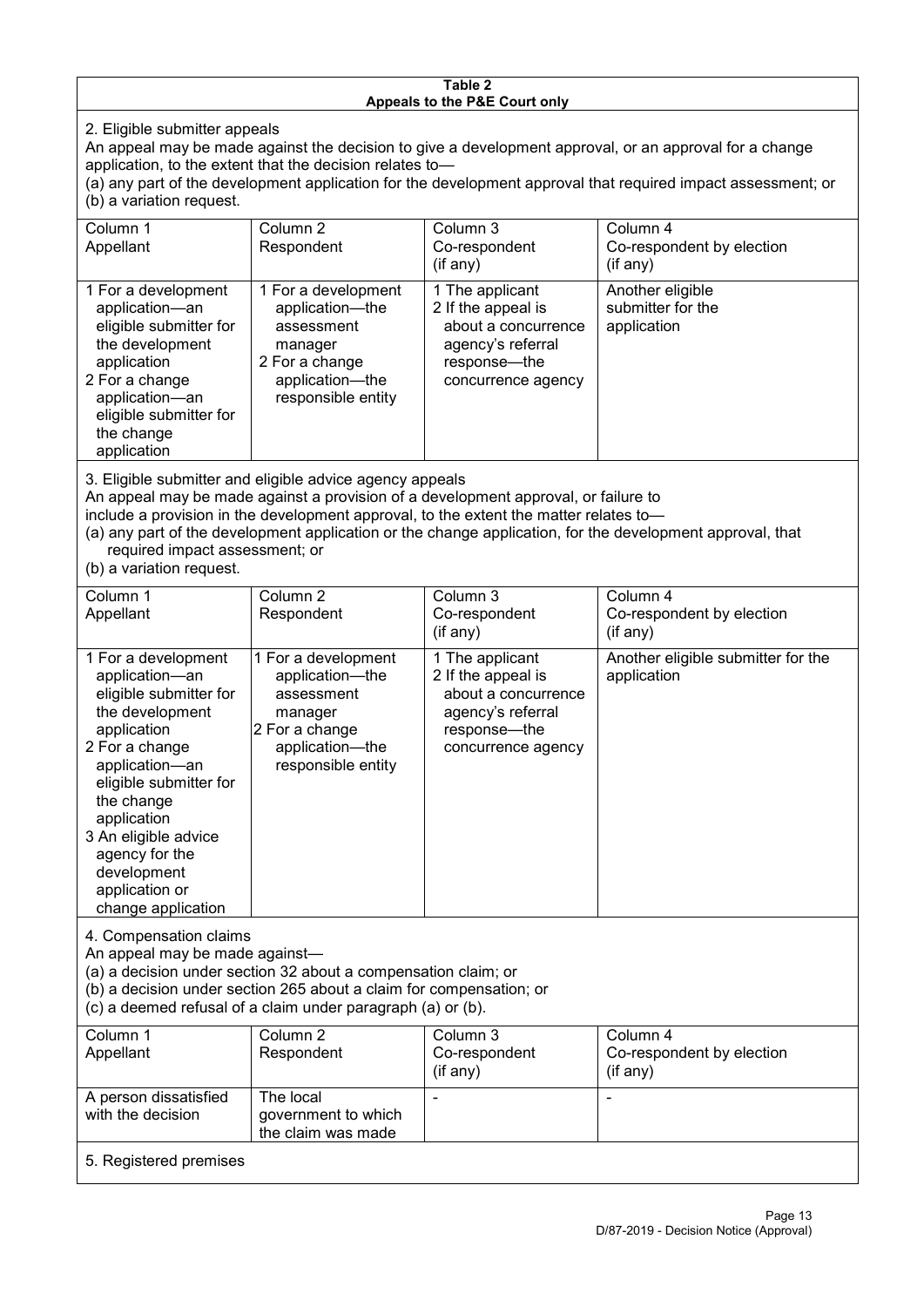## Table 2
### Appeals to the P&E Court only

2. Eligible submitter appeals

An appeal may be made against the decision to give a development approval, or an approval for a change application, to the extent that the decision relates to—

(a) any part of the development application for the development approval that required impact assessment; or

(b) a variation request.

| Column 1<br>Appellant | Column 2<br>Respondent | Column 3<br>Co-respondent<br>(if any) | Column 4<br>Co-respondent by election<br>(if any) |
|---|---|---|---|
| 1 For a development application—an eligible submitter for the development application<br>2 For a change application—an eligible submitter for the change application | 1 For a development application—the assessment manager<br>2 For a change application—the responsible entity | 1 The applicant<br>2 If the appeal is about a concurrence agency's referral response—the concurrence agency | Another eligible submitter for the application |

3. Eligible submitter and eligible advice agency appeals

An appeal may be made against a provision of a development approval, or failure to include a provision in the development approval, to the extent the matter relates to—

(a) any part of the development application or the change application, for the development approval, that required impact assessment; or

(b) a variation request.

| Column 1<br>Appellant | Column 2<br>Respondent | Column 3<br>Co-respondent<br>(if any) | Column 4<br>Co-respondent by election<br>(if any) |
|---|---|---|---|
| 1 For a development application—an eligible submitter for the development application<br>2 For a change application—an eligible submitter for the change application<br>3 An eligible advice agency for the development application or change application | 1 For a development application—the assessment manager<br>2 For a change application—the responsible entity | 1 The applicant<br>2 If the appeal is about a concurrence agency's referral response—the concurrence agency | Another eligible submitter for the application |

4. Compensation claims

An appeal may be made against—

(a) a decision under section 32 about a compensation claim; or

(b) a decision under section 265 about a claim for compensation; or

(c) a deemed refusal of a claim under paragraph (a) or (b).

| Column 1<br>Appellant | Column 2<br>Respondent | Column 3<br>Co-respondent<br>(if any) | Column 4<br>Co-respondent by election<br>(if any) |
|---|---|---|---|
| A person dissatisfied with the decision | The local government to which the claim was made | - | - |

5. Registered premises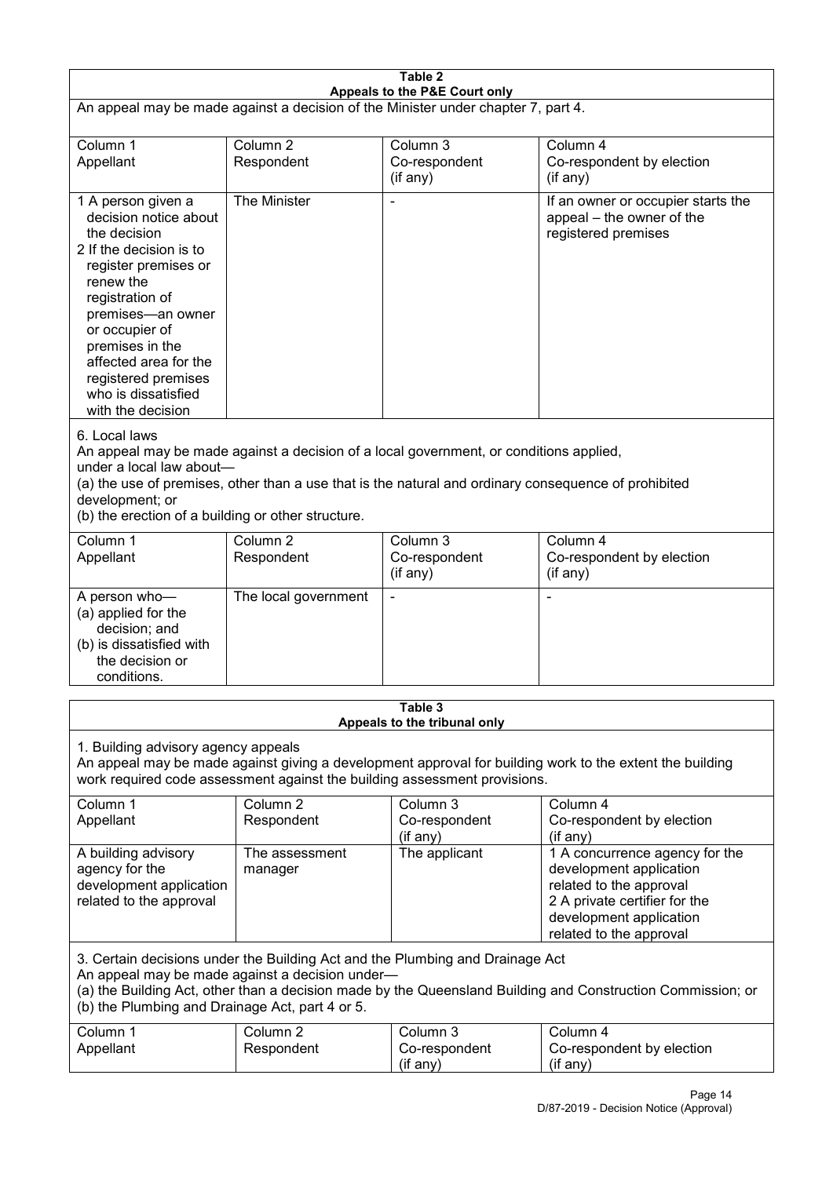**Table 2**
**Appeals to the P&E Court only**

An appeal may be made against a decision of the Minister under chapter 7, part 4.

| Column 1 Appellant | Column 2 Respondent | Column 3 Co-respondent (if any) | Column 4 Co-respondent by election (if any) |
| --- | --- | --- | --- |
| 1 A person given a decision notice about the decision 2 If the decision is to register premises or renew the registration of premises—an owner or occupier of premises in the affected area for the registered premises who is dissatisfied with the decision | The Minister | - | If an owner or occupier starts the appeal – the owner of the registered premises |

6. Local laws

An appeal may be made against a decision of a local government, or conditions applied, under a local law about—

(a) the use of premises, other than a use that is the natural and ordinary consequence of prohibited development; or

(b) the erection of a building or other structure.

| Column 1 Appellant | Column 2 Respondent | Column 3 Co-respondent (if any) | Column 4 Co-respondent by election (if any) |
| --- | --- | --- | --- |
| A person who— (a) applied for the decision; and (b) is dissatisfied with the decision or conditions. | The local government | - | - |

**Table 3**
**Appeals to the tribunal only**

1. Building advisory agency appeals

An appeal may be made against giving a development approval for building work to the extent the building work required code assessment against the building assessment provisions.

| Column 1 Appellant | Column 2 Respondent | Column 3 Co-respondent (if any) | Column 4 Co-respondent by election (if any) |
| --- | --- | --- | --- |
| A building advisory agency for the development application related to the approval | The assessment manager | The applicant | 1 A concurrence agency for the development application related to the approval 2 A private certifier for the development application related to the approval |

3. Certain decisions under the Building Act and the Plumbing and Drainage Act

An appeal may be made against a decision under—

(a) the Building Act, other than a decision made by the Queensland Building and Construction Commission; or

(b) the Plumbing and Drainage Act, part 4 or 5.

| Column 1 Appellant | Column 2 Respondent | Column 3 Co-respondent (if any) | Column 4 Co-respondent by election (if any) |
| --- | --- | --- | --- |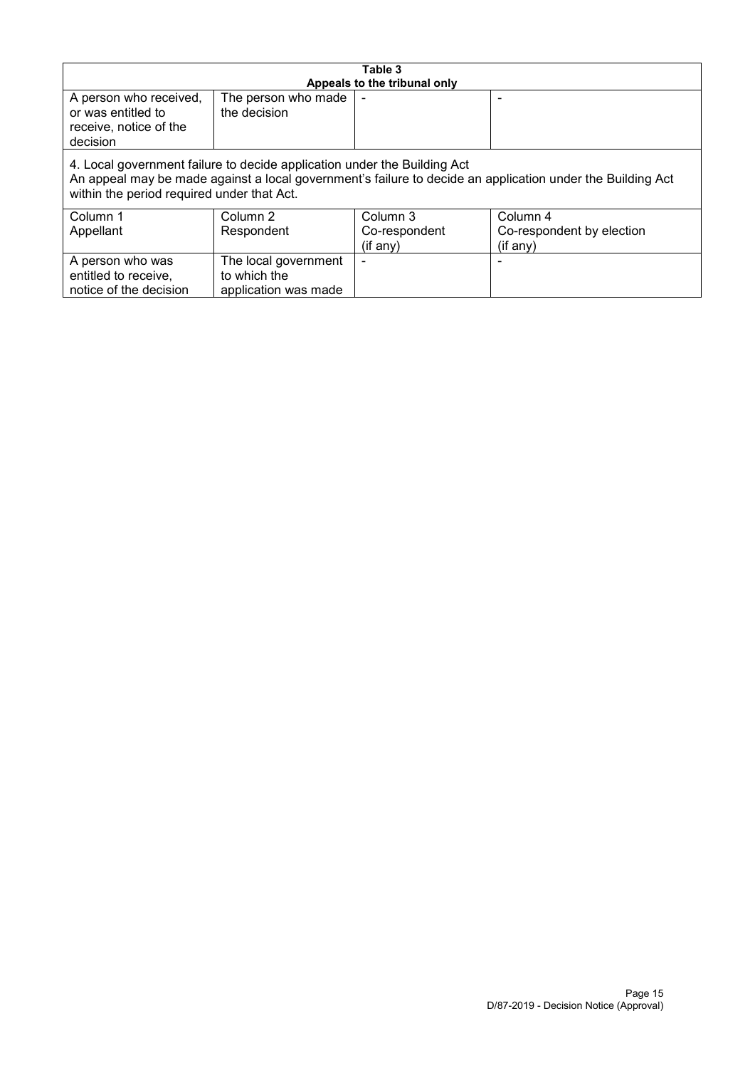| Table 3 | | | |
|---|---|---|---|
| **Appeals to the tribunal only** | | | |
| A person who received, or was entitled to receive, notice of the decision | The person who made the decision | - | - |

4. Local government failure to decide application under the Building Act
An appeal may be made against a local government's failure to decide an application under the Building Act within the period required under that Act.

| Column 1<br>Appellant | Column 2<br>Respondent | Column 3<br>Co-respondent<br>(if any) | Column 4<br>Co-respondent by election<br>(if any) |
|---|---|---|---|
| A person who was entitled to receive, notice of the decision | The local government to which the application was made | - | - |